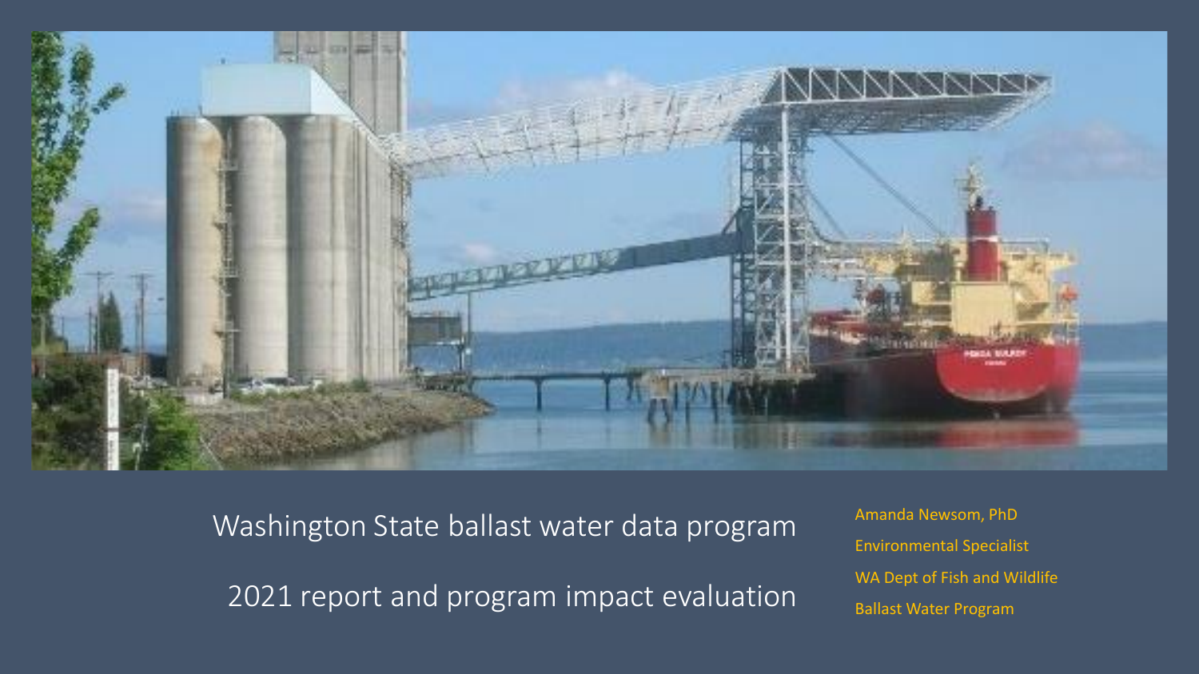# Washington State ballast water data program

## 2021 report and program impact evaluation

Amanda Newsom, PhD

Environmental Specialist

WA Dept of Fish and Wildlife

Ballast Water Program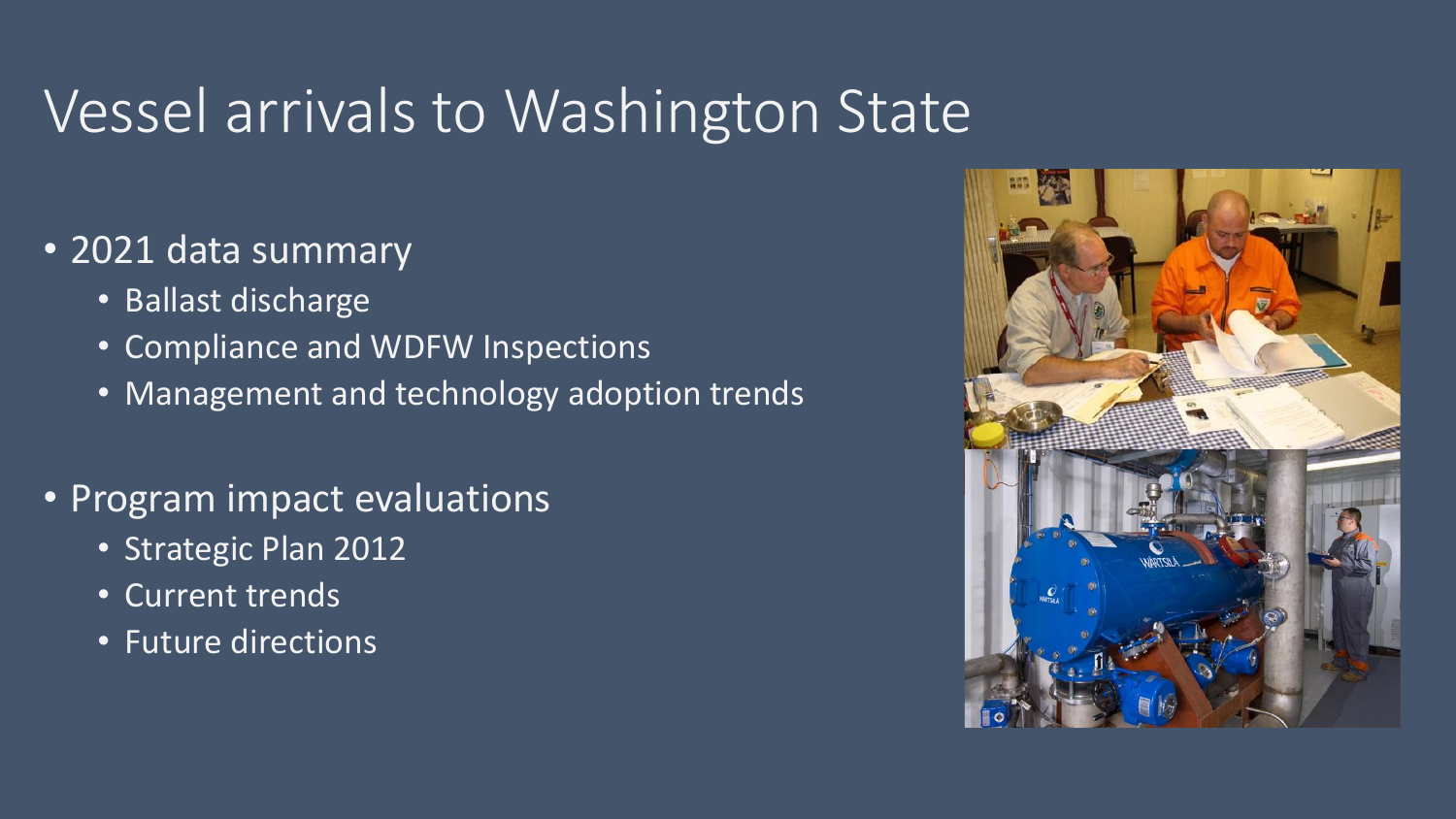# Vessel arrivals to Washington State

- 2021 data summary
  - Ballast discharge
  - Compliance and WDFW Inspections
  - Management and technology adoption trends
- Program impact evaluations
  - Strategic Plan 2012
  - Current trends
  - Future directions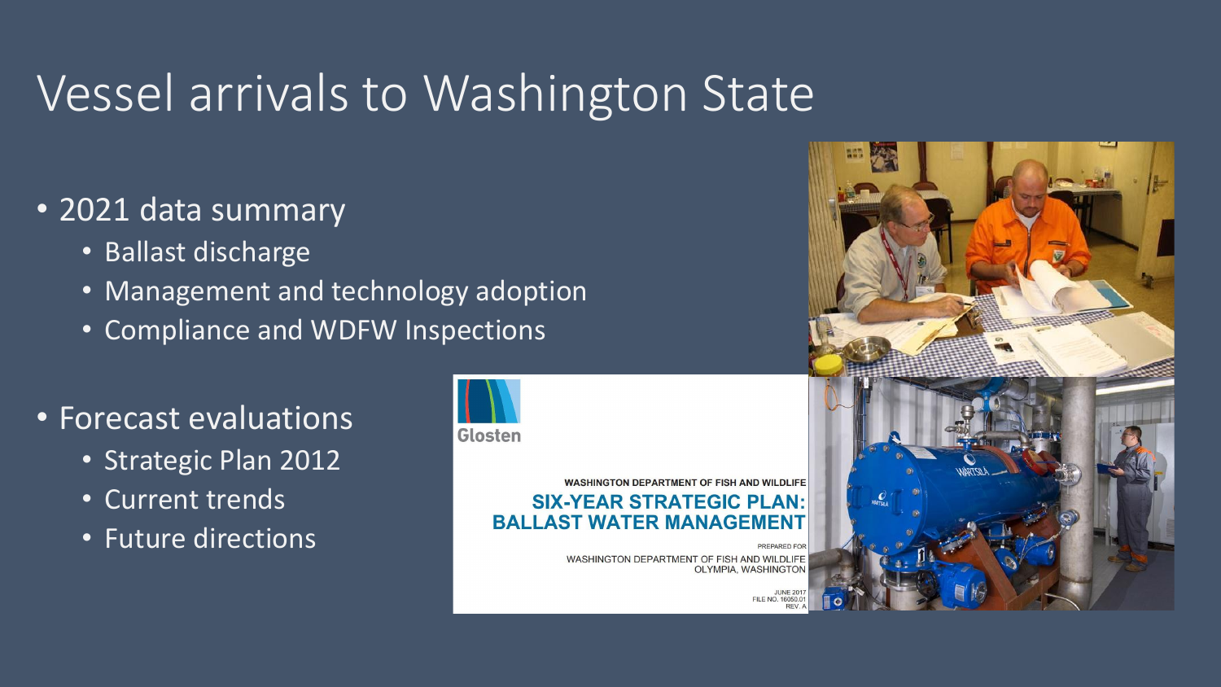# Vessel arrivals to Washington State

- 2021 data summary
  - Ballast discharge
  - Management and technology adoption
  - Compliance and WDFW Inspections
- Forecast evaluations
  - Strategic Plan 2012
  - Current trends
  - Future directions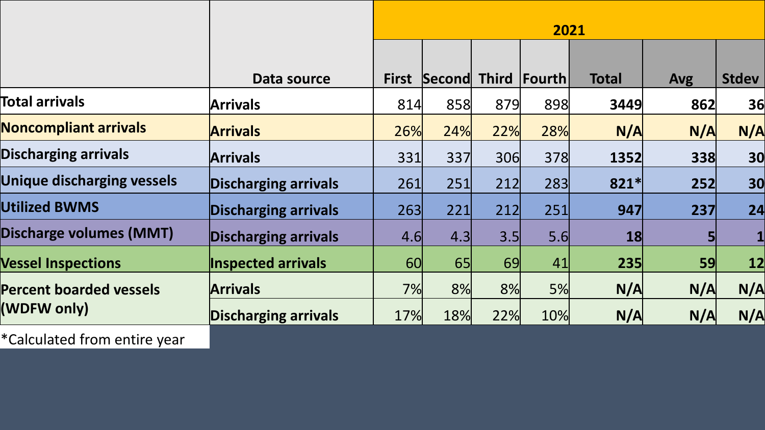| | Data source | 2021 | | | | | | |
|---|---|---|---|---|---|---|---|---|
| | | First | Second | Third | Fourth | Total | Avg | Stdev |
| **Total arrivals** | **Arrivals** | 814 | 858 | 879 | 898 | **3449** | **862** | **36** |
| **Noncompliant arrivals** | **Arrivals** | 26% | 24% | 22% | 28% | **N/A** | **N/A** | **N/A** |
| **Discharging arrivals** | **Arrivals** | 331 | 337 | 306 | 378 | **1352** | **338** | **30** |
| **Unique discharging vessels** | **Discharging arrivals** | 261 | 251 | 212 | 283 | **821*** | **252** | **30** |
| **Utilized BWMS** | **Discharging arrivals** | 263 | 221 | 212 | 251 | **947** | **237** | **24** |
| **Discharge volumes (MMT)** | **Discharging arrivals** | 4.6 | 4.3 | 3.5 | 5.6 | **18** | **5** | **1** |
| **Vessel Inspections** | **Inspected arrivals** | 60 | 65 | 69 | 41 | **235** | **59** | **12** |
| **Percent boarded vessels (WDFW only)** | **Arrivals** | 7% | 8% | 8% | 5% | **N/A** | **N/A** | **N/A** |
| | **Discharging arrivals** | 17% | 18% | 22% | 10% | **N/A** | **N/A** | **N/A** |

*Calculated from entire year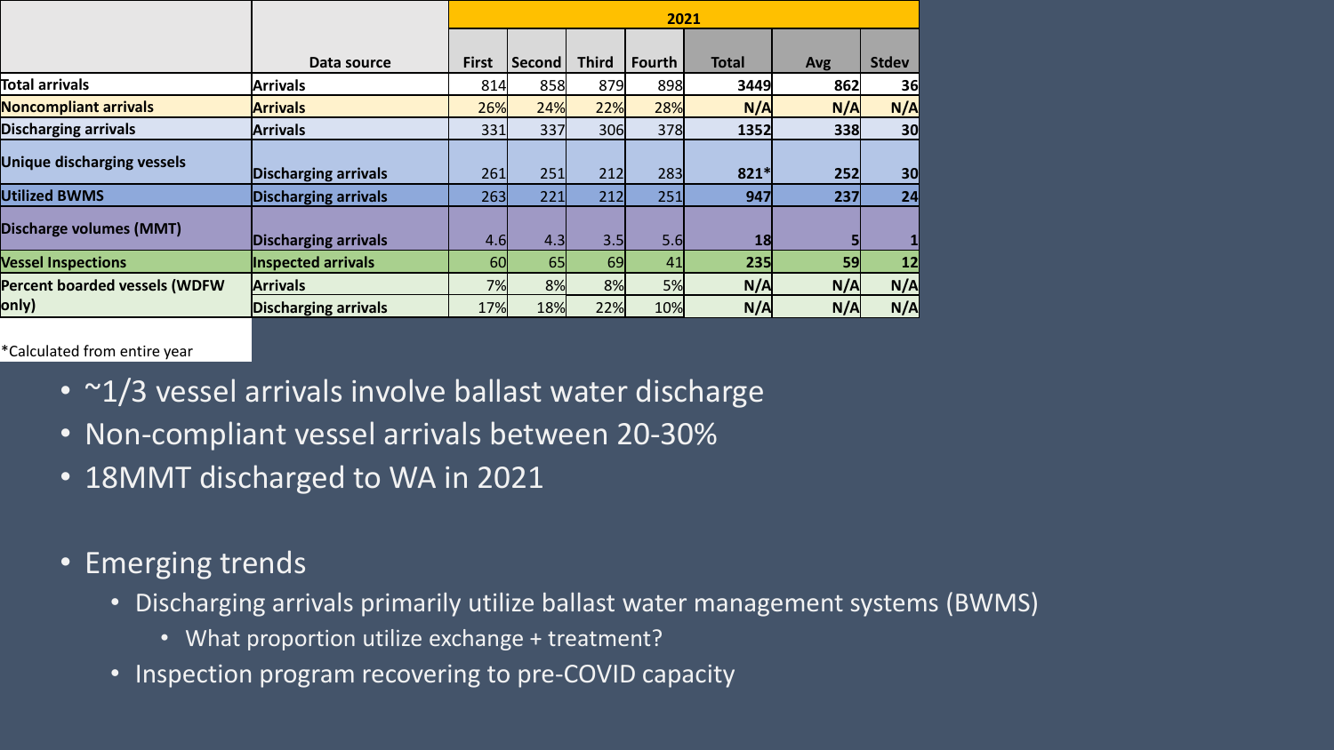| | Data source | 2021 | | | | | | |
|---|---|---|---|---|---|---|---|---|
| | | First | Second | Third | Fourth | Total | Avg | Stdev |
| **Total arrivals** | **Arrivals** | 814 | 858 | 879 | 898 | **3449** | **862** | **36** |
| **Noncompliant arrivals** | **Arrivals** | 26% | 24% | 22% | 28% | **N/A** | **N/A** | **N/A** |
| **Discharging arrivals** | **Arrivals** | 331 | 337 | 306 | 378 | **1352** | **338** | **30** |
| **Unique discharging vessels** | **Discharging arrivals** | 261 | 251 | 212 | 283 | **821*** | **252** | **30** |
| **Utilized BWMS** | **Discharging arrivals** | 263 | 221 | 212 | 251 | **947** | **237** | **24** |
| **Discharge volumes (MMT)** | **Discharging arrivals** | 4.6 | 4.3 | 3.5 | 5.6 | **18** | **5** | **1** |
| **Vessel Inspections** | **Inspected arrivals** | 60 | 65 | 69 | 41 | **235** | **59** | **12** |
| **Percent boarded vessels (WDFW only)** | **Arrivals** | 7% | 8% | 8% | 5% | **N/A** | **N/A** | **N/A** |
| | **Discharging arrivals** | 17% | 18% | 22% | 10% | **N/A** | **N/A** | **N/A** |

*Calculated from entire year

- ~1/3 vessel arrivals involve ballast water discharge
- Non-compliant vessel arrivals between 20-30%
- 18MMT discharged to WA in 2021

- Emerging trends
  - Discharging arrivals primarily utilize ballast water management systems (BWMS)
    - What proportion utilize exchange + treatment?
  - Inspection program recovering to pre-COVID capacity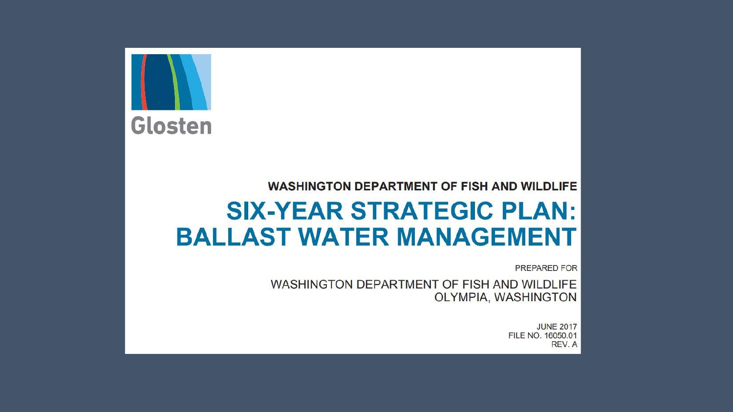Glosten

WASHINGTON DEPARTMENT OF FISH AND WILDLIFE

# SIX-YEAR STRATEGIC PLAN: BALLAST WATER MANAGEMENT

PREPARED FOR

WASHINGTON DEPARTMENT OF FISH AND WILDLIFE
OLYMPIA, WASHINGTON

JUNE 2017
FILE NO. 16050.01
REV. A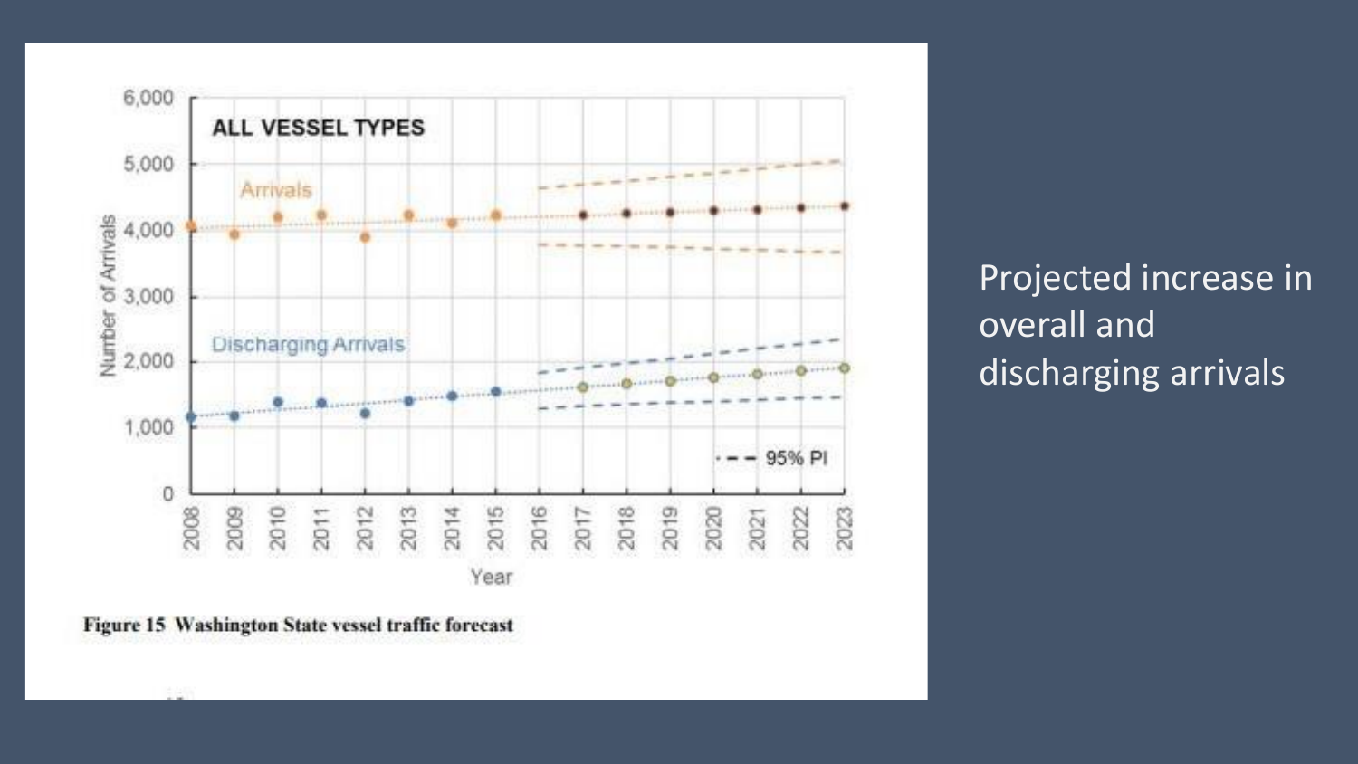Figure 15 Washington State vessel traffic forecast

Projected increase in overall and discharging arrivals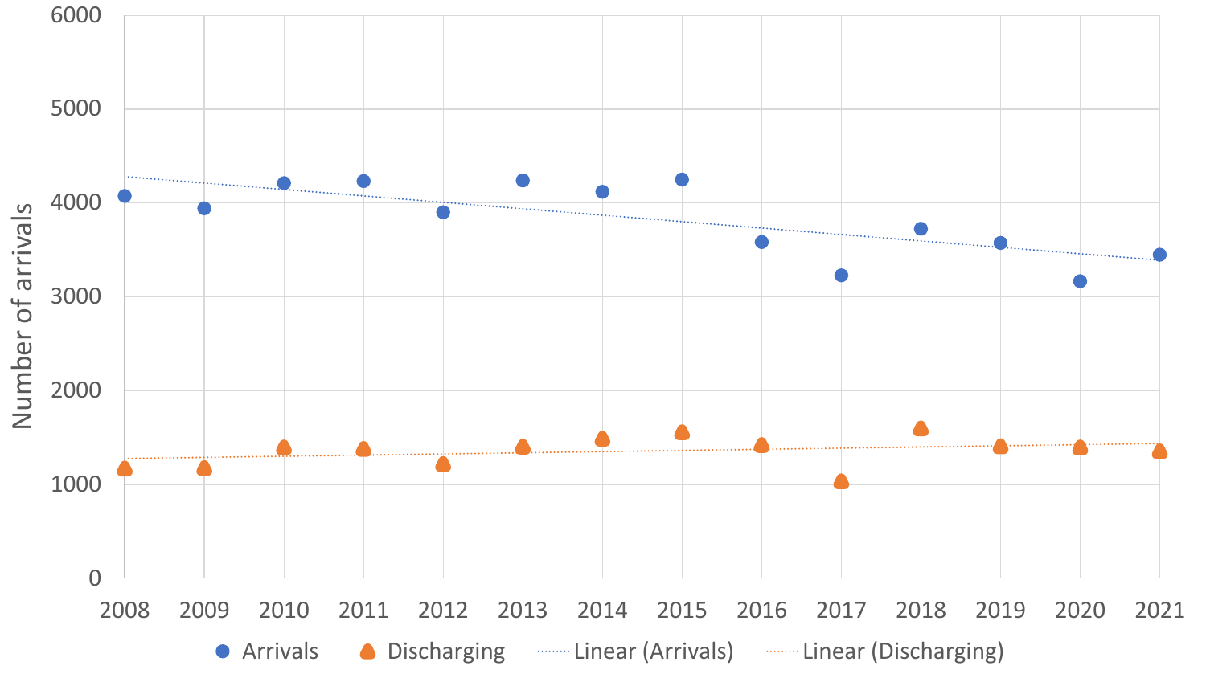Number of arrivals

6000
5000
4000
3000
2000
1000
0

2008 2009 2010 2011 2012 2013 2014 2015 2016 2017 2018 2019 2020 2021

Arrivals Discharging Linear (Arrivals) Linear (Discharging)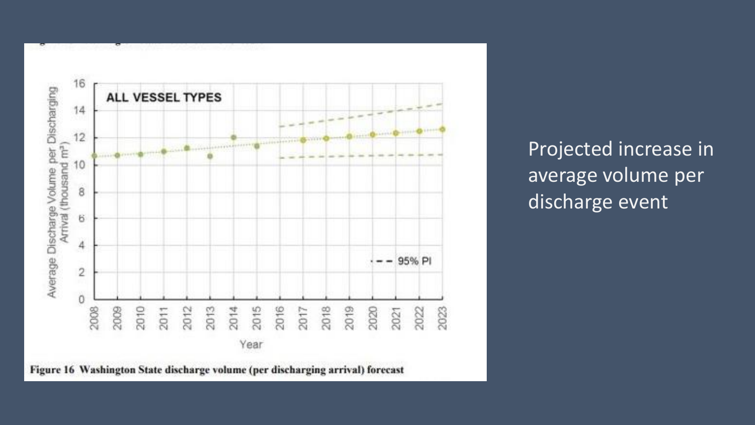Figure 16 Washington State discharge volume (per discharging arrival) forecast

Projected increase in average volume per discharge event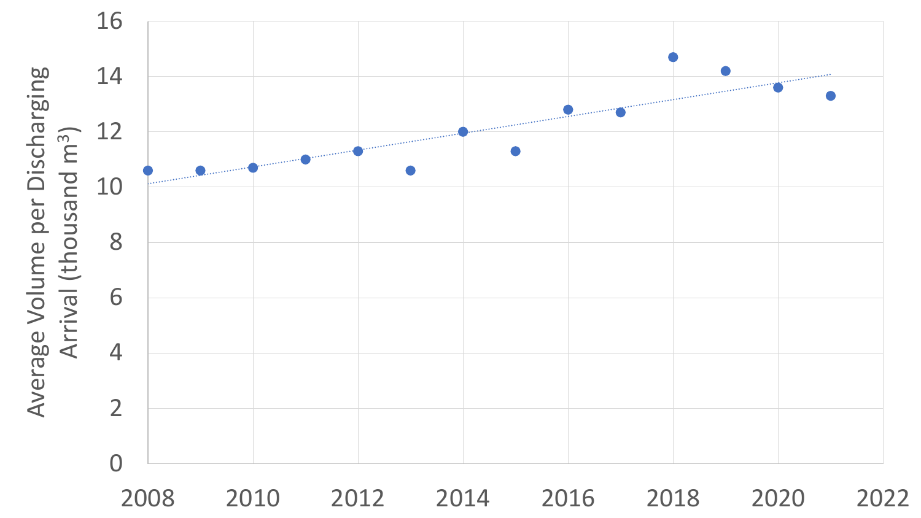Average Volume per Discharging Arrival (thousand m$^3$)

16
14
12
10
8
6
4
2
0

2008 2010 2012 2014 2016 2018 2020 2022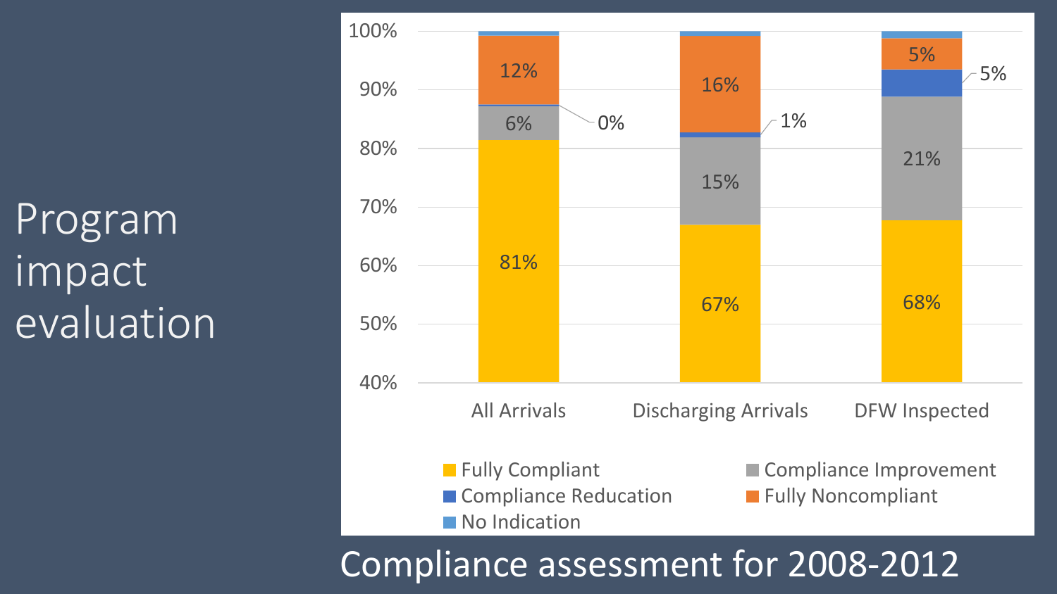# Program impact evaluation

| | All Arrivals | Discharging Arrivals | DFW Inspected |
|---|---|---|---|
| Fully Compliant | 81% | 67% | 68% |
| Compliance Improvement | 6% | 15% | 21% |
| Compliance Reducation | 0% | 1% | 5% |
| Fully Noncompliant | 12% | 16% | 5% |
| No Indication | | | |

Compliance assessment for 2008-2012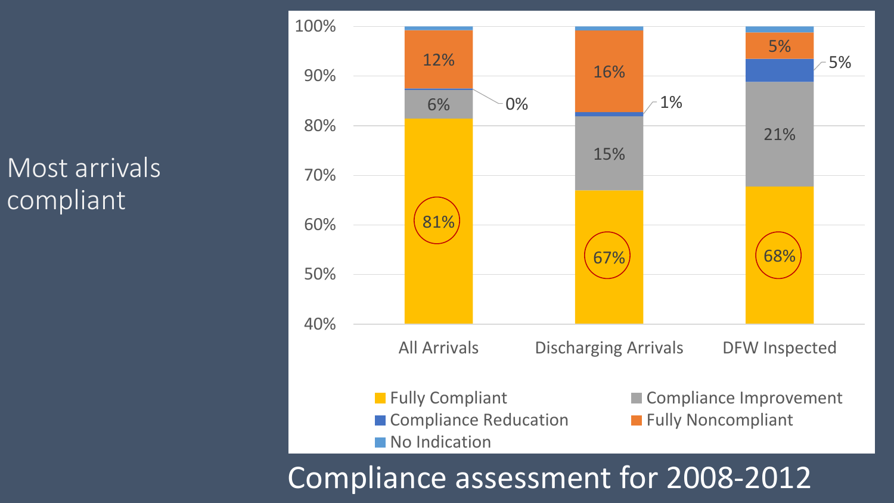Most arrivals compliant

| | All Arrivals | Discharging Arrivals | DFW Inspected |
|---|---|---|---|
| Fully Compliant | 81% | 67% | 68% |
| Compliance Improvement | 6% | 15% | 21% |
| Compliance Reducation | 0% | 1% | 5% |
| Fully Noncompliant | 12% | 16% | 5% |
| No Indication | | | |

Compliance assessment for 2008-2012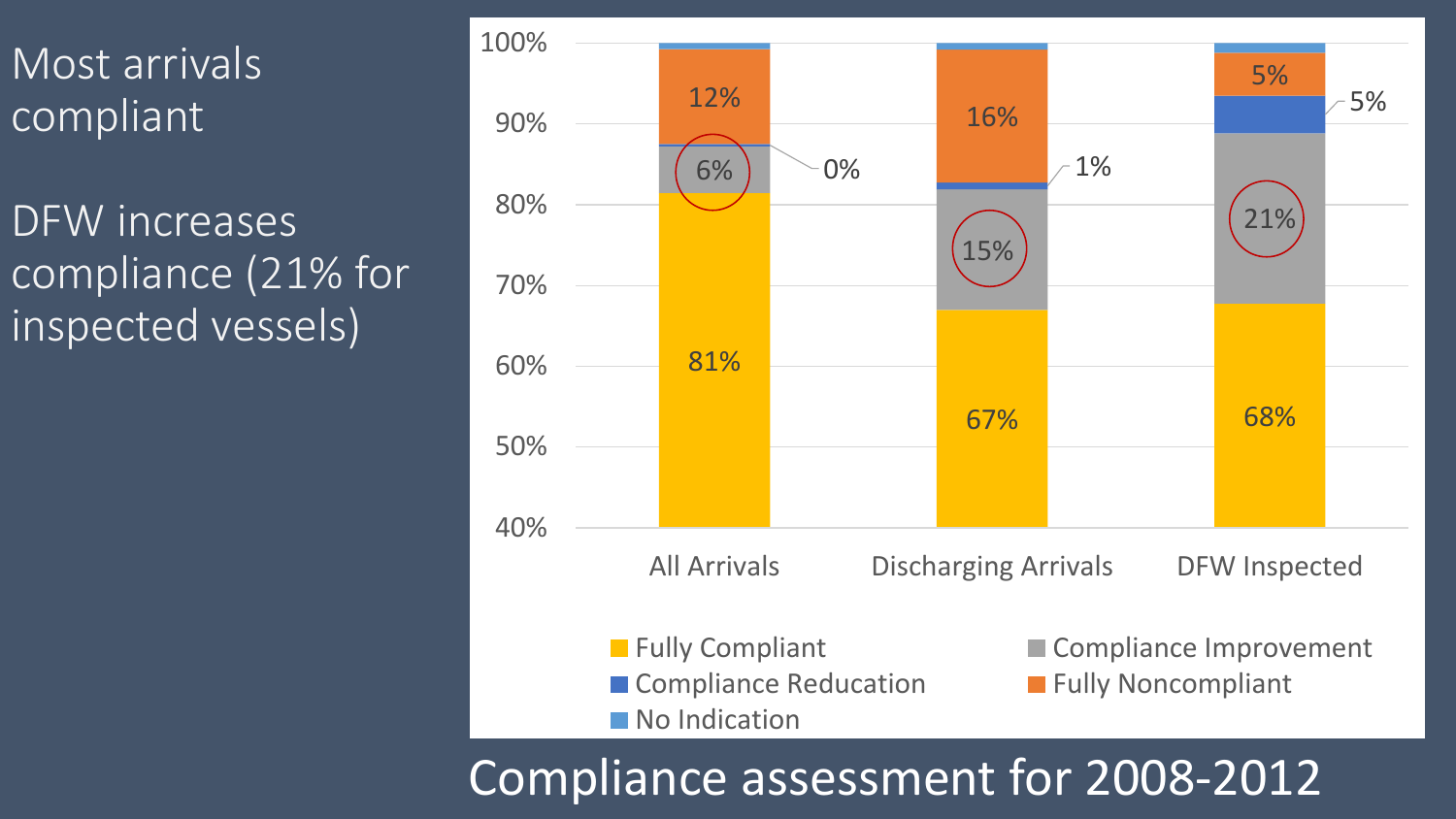Most arrivals compliant

DFW increases compliance (21% for inspected vessels)

| | All Arrivals | Discharging Arrivals | DFW Inspected |
|---|---|---|---|
| Fully Compliant | 81% | 67% | 68% |
| Compliance Improvement | 6% | 15% | 21% |
| Compliance Reducation | 0% | 1% | 5% |
| Fully Noncompliant | 12% | 16% | 5% |
| No Indication | | | |

Compliance assessment for 2008-2012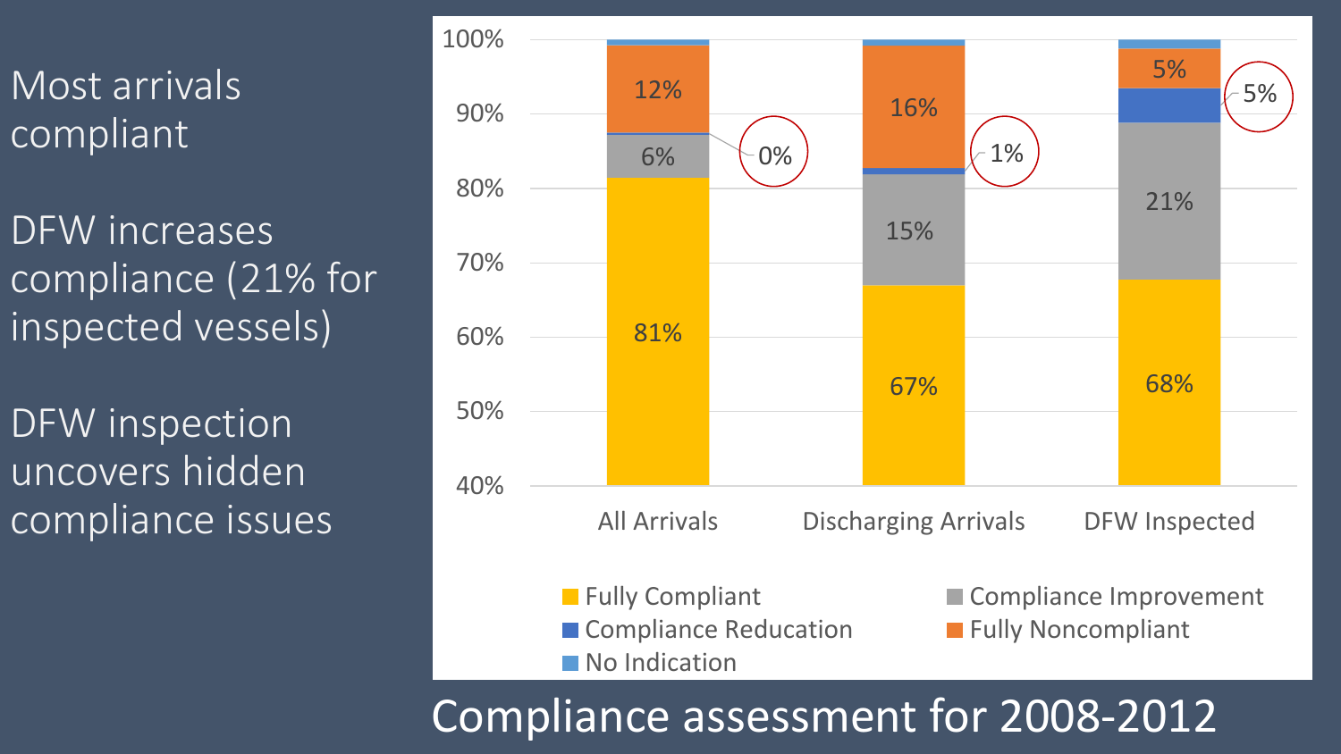Most arrivals compliant

DFW increases compliance (21% for inspected vessels)

DFW inspection uncovers hidden compliance issues

| | All Arrivals | Discharging Arrivals | DFW Inspected |
|---|---|---|---|
| Fully Compliant | 81% | 67% | 68% |
| Compliance Improvement | 6% | 15% | 21% |
| Compliance Reducation | 0% | 1% | 5% |
| Fully Noncompliant | 12% | 16% | 5% |
| No Indication | | | |

Compliance assessment for 2008-2012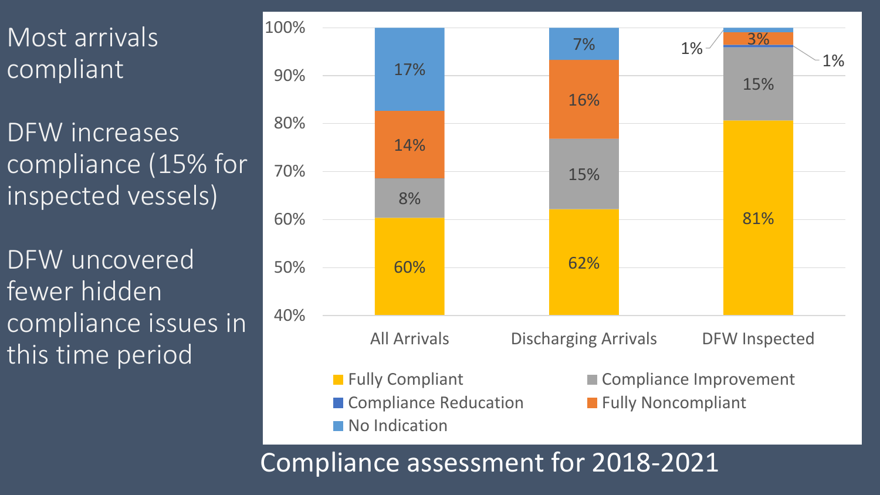Most arrivals compliant

DFW increases compliance (15% for inspected vessels)

DFW uncovered fewer hidden compliance issues in this time period

| | All Arrivals | Discharging Arrivals | DFW Inspected |
|---|---|---|---|
| Fully Compliant | 60% | 62% | 81% |
| Compliance Improvement | 8% | 15% | 15% |
| Compliance Reducation | | | 1% |
| Fully Noncompliant | 14% | 16% | 3% |
| No Indication | 17% | 7% | 1% |

Compliance assessment for 2018-2021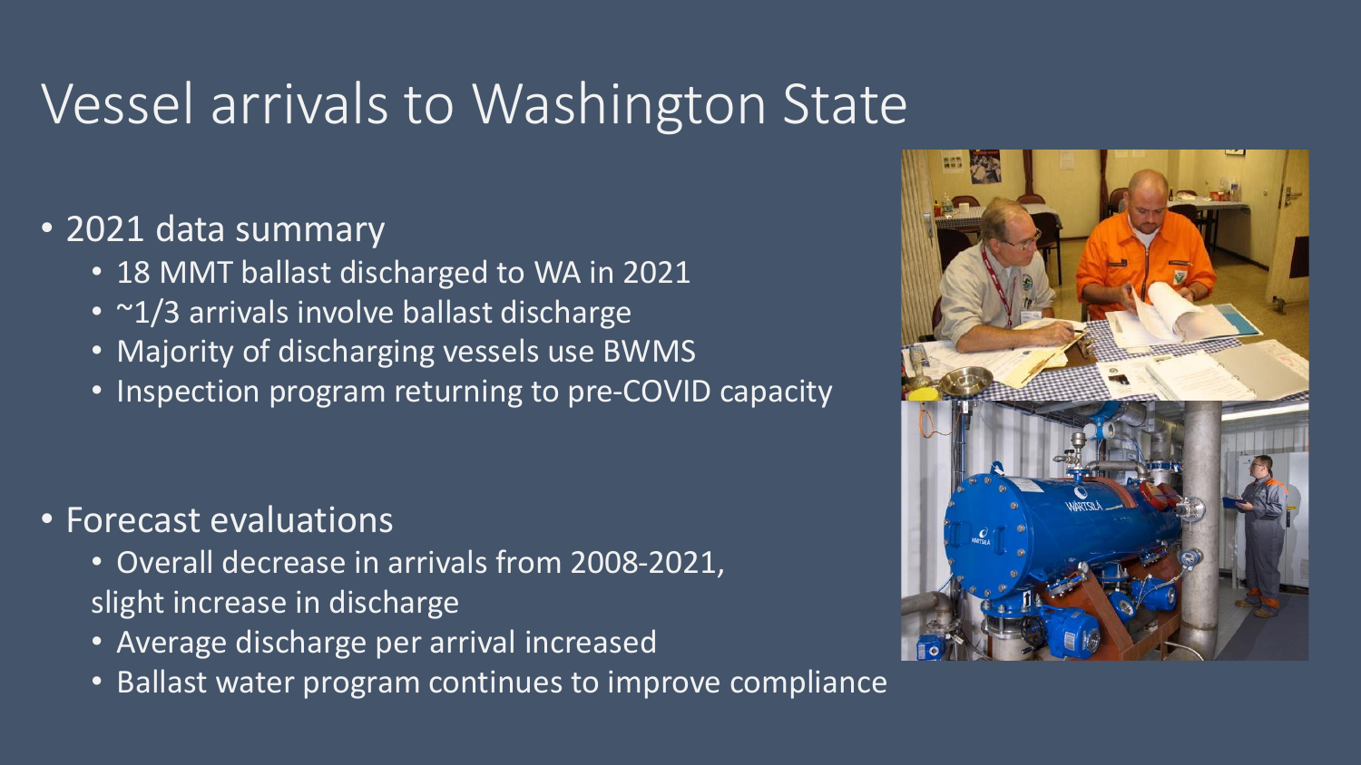# Vessel arrivals to Washington State

- 2021 data summary
  - 18 MMT ballast discharged to WA in 2021
  - ~1/3 arrivals involve ballast discharge
  - Majority of discharging vessels use BWMS
  - Inspection program returning to pre-COVID capacity

- Forecast evaluations
  - Overall decrease in arrivals from 2008-2021, slight increase in discharge
  - Average discharge per arrival increased
  - Ballast water program continues to improve compliance